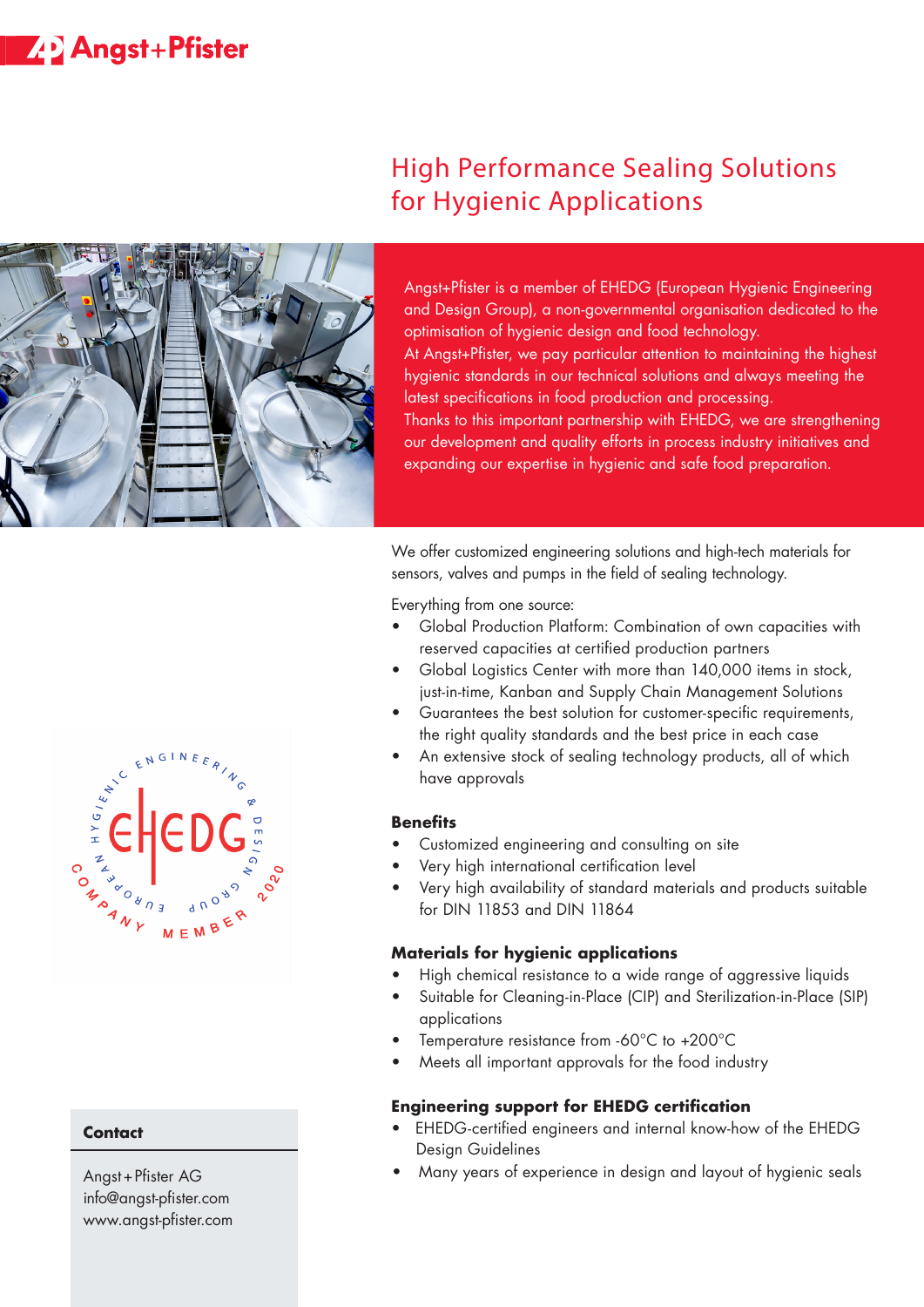Angst+Pfister

# High Performance Sealing Solutions for Hygienic Applications

Angst+Pfister is a member of EHEDG (European Hygienic Engineering and Design Group), a non-governmental organisation dedicated to the optimisation of hygienic design and food technology.
At Angst+Pfister, we pay particular attention to maintaining the highest hygienic standards in our technical solutions and always meeting the latest specifications in food production and processing.
Thanks to this important partnership with EHEDG, we are strengthening our development and quality efforts in process industry initiatives and expanding our expertise in hygienic and safe food preparation.

We offer customized engineering solutions and high-tech materials for sensors, valves and pumps in the field of sealing technology.

Everything from one source:

- Global Production Platform: Combination of own capacities with reserved capacities at certified production partners
- Global Logistics Center with more than 140,000 items in stock, just-in-time, Kanban and Supply Chain Management Solutions
- Guarantees the best solution for customer-specific requirements, the right quality standards and the best price in each case
- An extensive stock of sealing technology products, all of which have approvals

### Benefits

- Customized engineering and consulting on site
- Very high international certification level
- Very high availability of standard materials and products suitable for DIN 11853 and DIN 11864

### Materials for hygienic applications

- High chemical resistance to a wide range of aggressive liquids
- Suitable for Cleaning-in-Place (CIP) and Sterilization-in-Place (SIP) applications
- Temperature resistance from -60°C to +200°C
- Meets all important approvals for the food industry

### Engineering support for EHEDG certification

- EHEDG-certified engineers and internal know-how of the EHEDG Design Guidelines
- Many years of experience in design and layout of hygienic seals

EHEDG – European Hygienic Engineering & Design Group – Company Member 2020

### Contact

Angst+Pfister AG
info@angst-pfister.com
www.angst-pfister.com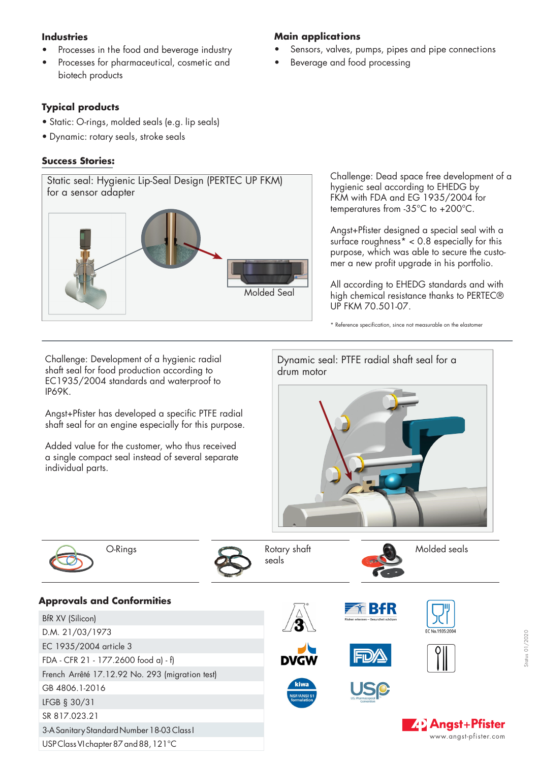**Industries**

- Processes in the food and beverage industry
- Processes for pharmaceutical, cosmetic and biotech products

**Main applications**

- Sensors, valves, pumps, pipes and pipe connections
- Beverage and food processing

**Typical products**

- Static: O-rings, molded seals (e.g. lip seals)
- Dynamic: rotary seals, stroke seals

**Success Stories:**

Static seal: Hygienic Lip-Seal Design (PERTEC UP FKM) for a sensor adapter

Molded Seal

Challenge: Dead space free development of a hygienic seal according to EHEDG by FKM with FDA and EG 1935/2004 for temperatures from -35°C to +200°C.

Angst+Pfister designed a special seal with a surface roughness* < 0.8 especially for this purpose, which was able to secure the customer a new profit upgrade in his portfolio.

All according to EHEDG standards and with high chemical resistance thanks to PERTEC® UP FKM 70.501-07.

\* Reference specification, since not measurable on the elastomer

---

Challenge: Development of a hygienic radial shaft seal for food production according to EC1935/2004 standards and waterproof to IP69K.

Angst+Pfister has developed a specific PTFE radial shaft seal for an engine especially for this purpose.

Added value for the customer, who thus received a single compact seal instead of several separate individual parts.

Dynamic seal: PTFE radial shaft seal for a drum motor

O-Rings

Rotary shaft seals

Molded seals

**Approvals and Conformities**

| |
|---|
| BfR XV (Silicon) |
| D.M. 21/03/1973 |
| EC 1935/2004 article 3 |
| FDA - CFR 21 - 177.2600 food a) - f) |
| French Arrêté 17.12.92 No. 293 (migration test) |
| GB 4806.1-2016 |
| LFGB § 30/31 |
| SR 817.023.21 |
| 3-A Sanitary Standard Number 18-03 Class I |
| USP Class VI chapter 87 and 88, 121°C |

Angst+Pfister
www.angst-pfister.com

Status 01/2020